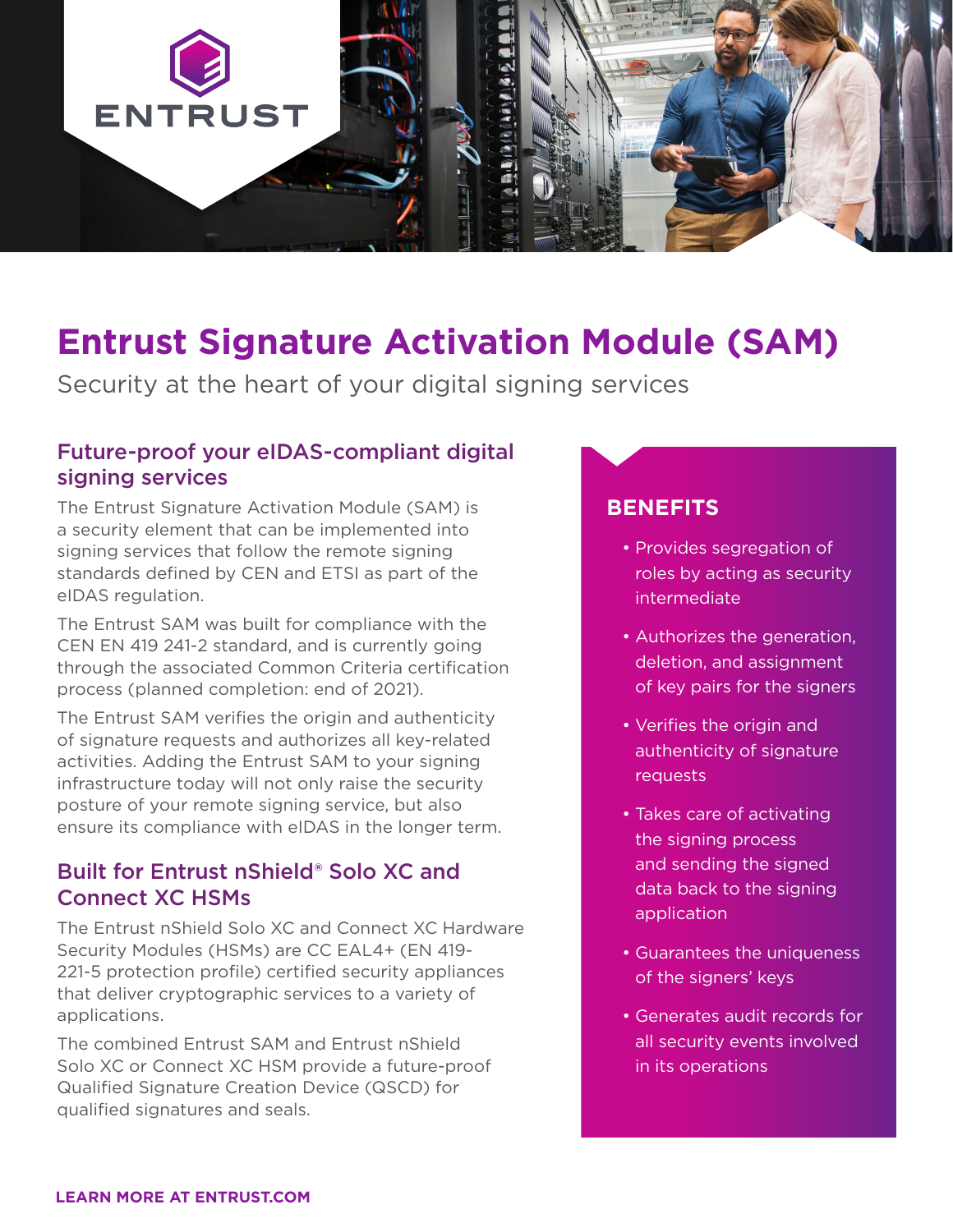# Entrust Signature Activation Module (SAM)

Security at the heart of your digital signing services

## Future-proof your eIDAS-compliant digital signing services

The Entrust Signature Activation Module (SAM) is a security element that can be implemented into signing services that follow the remote signing standards defined by CEN and ETSI as part of the eIDAS regulation.

The Entrust SAM was built for compliance with the CEN EN 419 241-2 standard, and is currently going through the associated Common Criteria certification process (planned completion: end of 2021).

The Entrust SAM verifies the origin and authenticity of signature requests and authorizes all key-related activities. Adding the Entrust SAM to your signing infrastructure today will not only raise the security posture of your remote signing service, but also ensure its compliance with eIDAS in the longer term.

## Built for Entrust nShield® Solo XC and Connect XC HSMs

The Entrust nShield Solo XC and Connect XC Hardware Security Modules (HSMs) are CC EAL4+ (EN 419-221-5 protection profile) certified security appliances that deliver cryptographic services to a variety of applications.

The combined Entrust SAM and Entrust nShield Solo XC or Connect XC HSM provide a future-proof Qualified Signature Creation Device (QSCD) for qualified signatures and seals.

## BENEFITS

- Provides segregation of roles by acting as security intermediate
- Authorizes the generation, deletion, and assignment of key pairs for the signers
- Verifies the origin and authenticity of signature requests
- Takes care of activating the signing process and sending the signed data back to the signing application
- Guarantees the uniqueness of the signers' keys
- Generates audit records for all security events involved in its operations

**LEARN MORE AT ENTRUST.COM**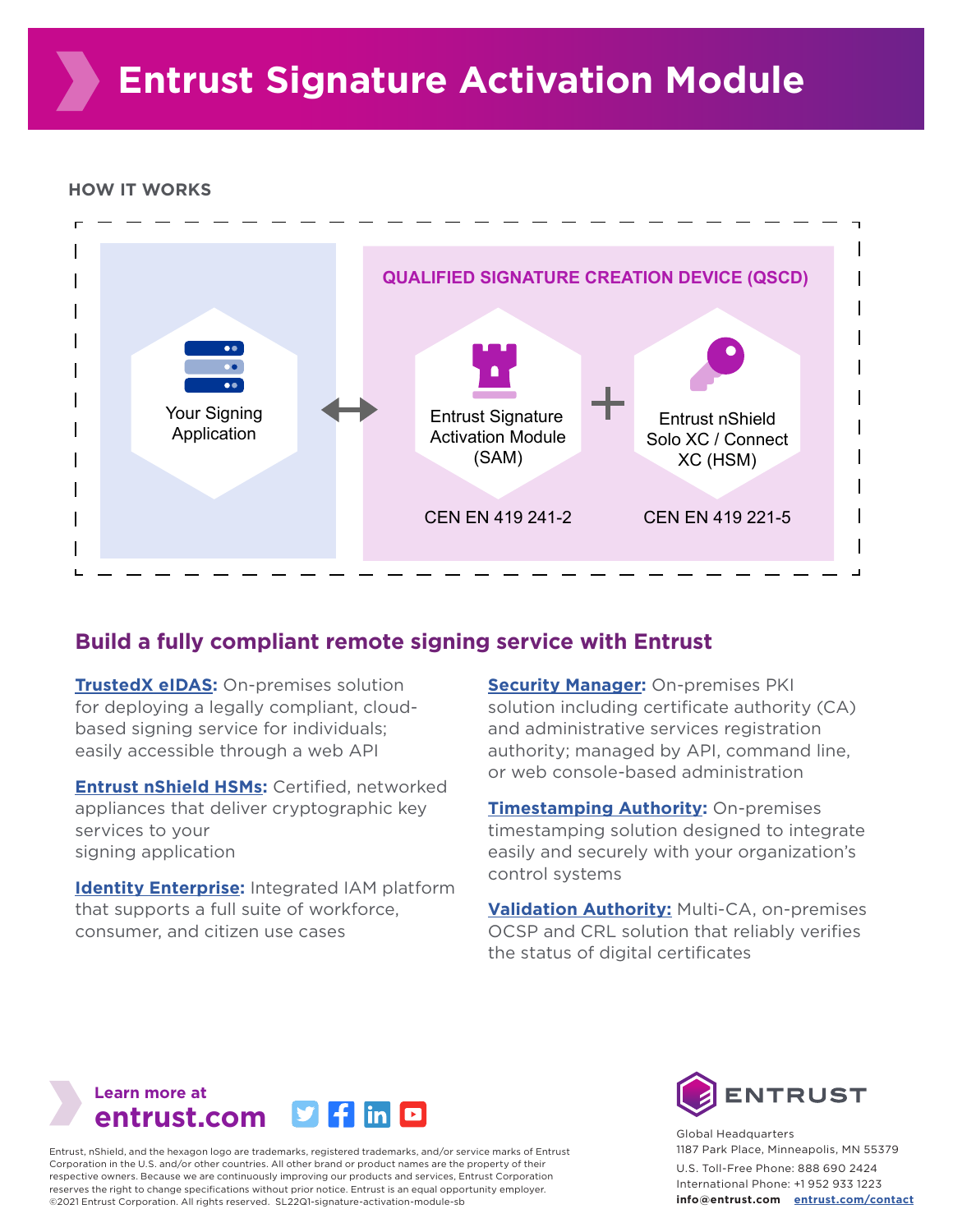# Entrust Signature Activation Module

## HOW IT WORKS

Your Signing Application

QUALIFIED SIGNATURE CREATION DEVICE (QSCD)

Entrust Signature Activation Module (SAM)

CEN EN 419 241-2

Entrust nShield Solo XC / Connect XC (HSM)

CEN EN 419 221-5

## Build a fully compliant remote signing service with Entrust

**TrustedX eIDAS:** On-premises solution for deploying a legally compliant, cloud-based signing service for individuals; easily accessible through a web API

**Entrust nShield HSMs:** Certified, networked appliances that deliver cryptographic key services to your signing application

**Identity Enterprise:** Integrated IAM platform that supports a full suite of workforce, consumer, and citizen use cases

**Security Manager:** On-premises PKI solution including certificate authority (CA) and administrative services registration authority; managed by API, command line, or web console-based administration

**Timestamping Authority:** On-premises timestamping solution designed to integrate easily and securely with your organization's control systems

**Validation Authority:** Multi-CA, on-premises OCSP and CRL solution that reliably verifies the status of digital certificates

Learn more at
**entrust.com**

Entrust, nShield, and the hexagon logo are trademarks, registered trademarks, and/or service marks of Entrust Corporation in the U.S. and/or other countries. All other brand or product names are the property of their respective owners. Because we are continuously improving our products and services, Entrust Corporation reserves the right to change specifications without prior notice. Entrust is an equal opportunity employer. ©2021 Entrust Corporation. All rights reserved. SL22Q1-signature-activation-module-sb

ENTRUST

Global Headquarters
1187 Park Place, Minneapolis, MN 55379
U.S. Toll-Free Phone: 888 690 2424
International Phone: +1 952 933 1223
**info@entrust.com** entrust.com/contact